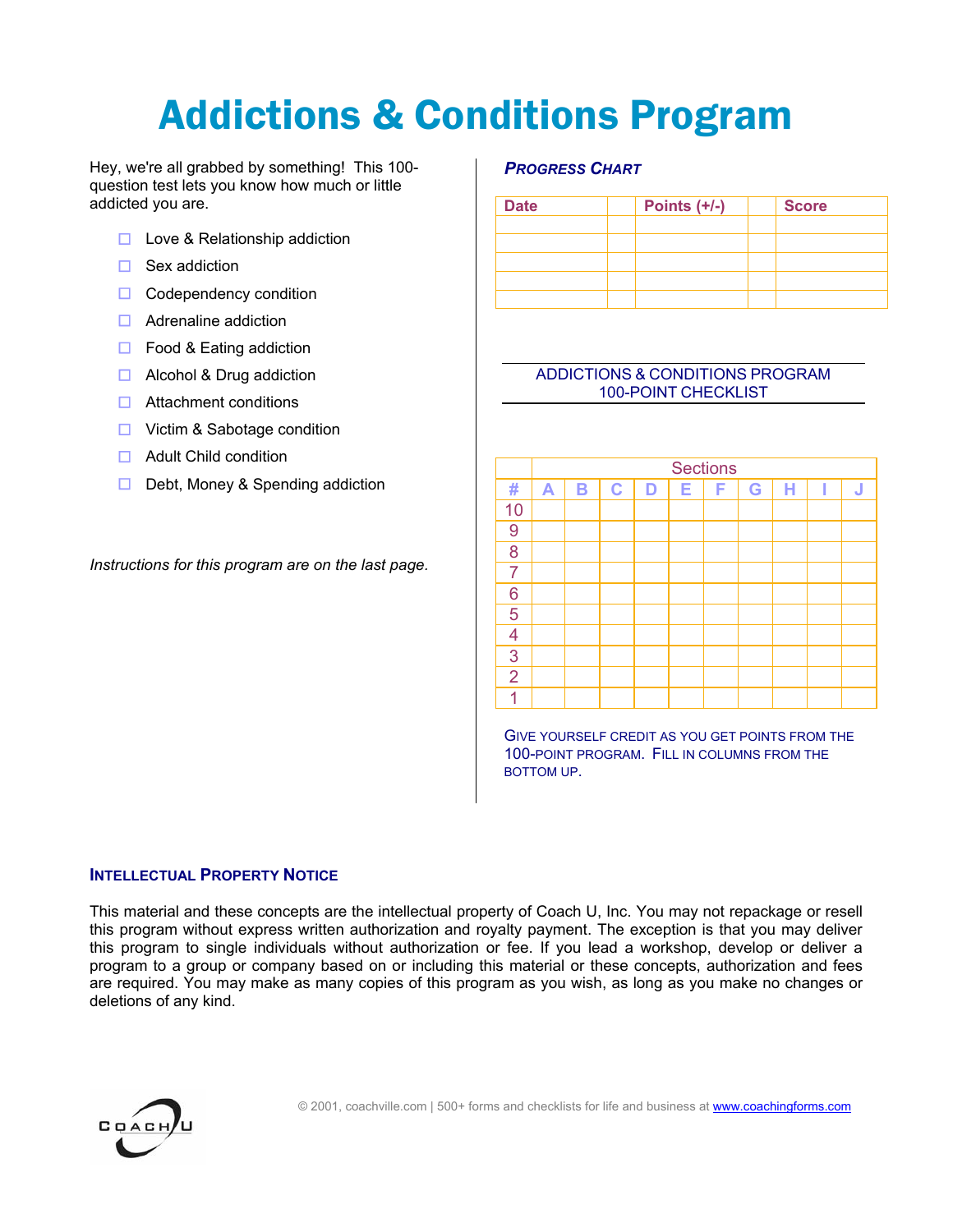# Addictions & Conditions Program

Hey, we're all grabbed by something! This 100-question test lets you know how much or little addicted you are.

- ☐ Love & Relationship addiction
- ☐ Sex addiction
- ☐ Codependency condition
- ☐ Adrenaline addiction
- ☐ Food & Eating addiction
- ☐ Alcohol & Drug addiction
- ☐ Attachment conditions
- ☐ Victim & Sabotage condition
- ☐ Adult Child condition
- ☐ Debt, Money & Spending addiction

*Instructions for this program are on the last page.*

### PROGRESS CHART

| Date | | Points (+/-) | | Score |
|---|---|---|---|---|
| | | | | |
| | | | | |
| | | | | |
| | | | | |
| | | | | |

### ADDICTIONS & CONDITIONS PROGRAM 100-POINT CHECKLIST

| | Sections | | | | | | | | | |
|---|---|---|---|---|---|---|---|---|---|---|
| # | A | B | C | D | E | F | G | H | I | J |
| 10 | | | | | | | | | | |
| 9 | | | | | | | | | | |
| 8 | | | | | | | | | | |
| 7 | | | | | | | | | | |
| 6 | | | | | | | | | | |
| 5 | | | | | | | | | | |
| 4 | | | | | | | | | | |
| 3 | | | | | | | | | | |
| 2 | | | | | | | | | | |
| 1 | | | | | | | | | | |

GIVE YOURSELF CREDIT AS YOU GET POINTS FROM THE 100-POINT PROGRAM. FILL IN COLUMNS FROM THE BOTTOM UP.

### INTELLECTUAL PROPERTY NOTICE

This material and these concepts are the intellectual property of Coach U, Inc. You may not repackage or resell this program without express written authorization and royalty payment. The exception is that you may deliver this program to single individuals without authorization or fee. If you lead a workshop, develop or deliver a program to a group or company based on or including this material or these concepts, authorization and fees are required. You may make as many copies of this program as you wish, as long as you make no changes or deletions of any kind.

COACH U

© 2001, coachville.com | 500+ forms and checklists for life and business at www.coachingforms.com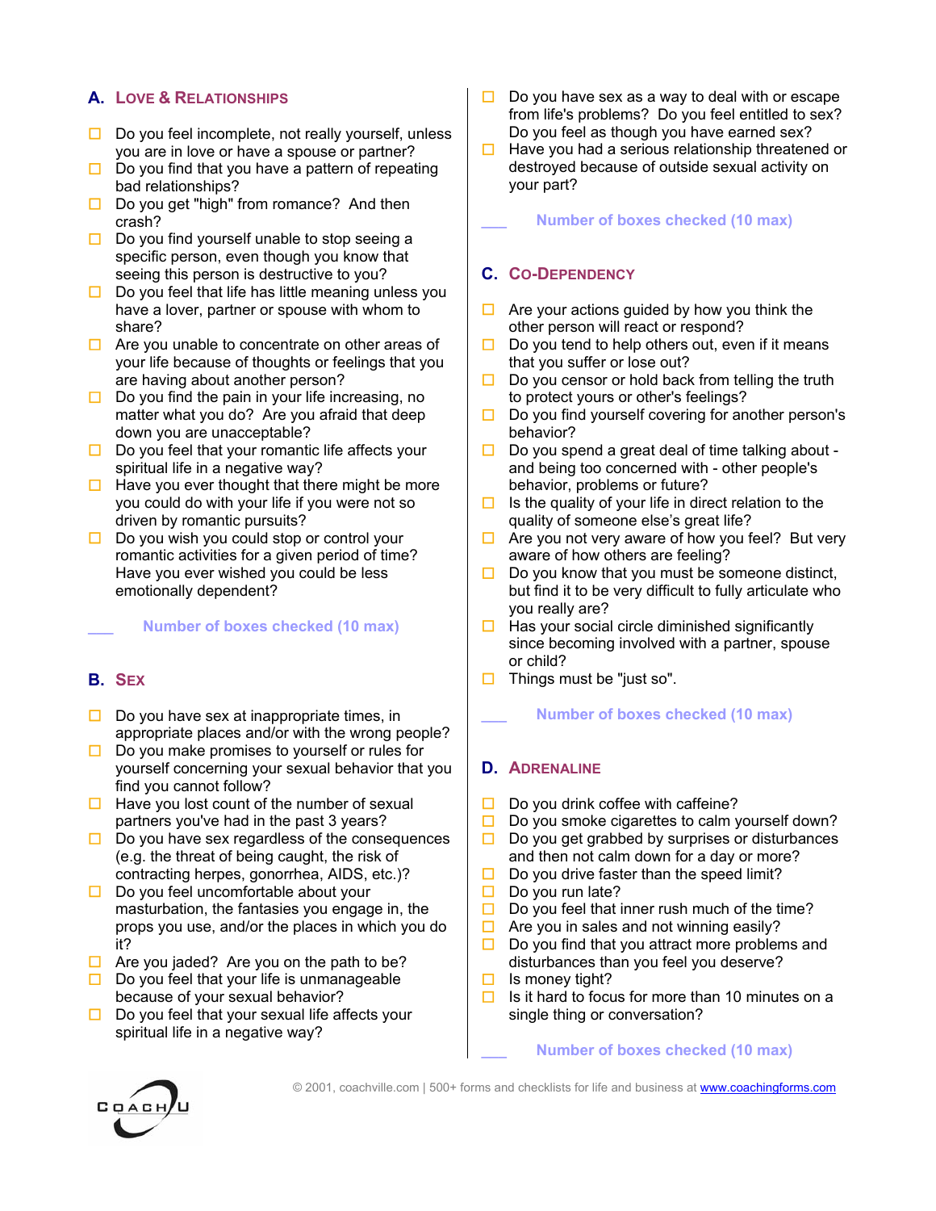## A. Love & Relationships

- ☐ Do you feel incomplete, not really yourself, unless you are in love or have a spouse or partner?
- ☐ Do you find that you have a pattern of repeating bad relationships?
- ☐ Do you get "high" from romance? And then crash?
- ☐ Do you find yourself unable to stop seeing a specific person, even though you know that seeing this person is destructive to you?
- ☐ Do you feel that life has little meaning unless you have a lover, partner or spouse with whom to share?
- ☐ Are you unable to concentrate on other areas of your life because of thoughts or feelings that you are having about another person?
- ☐ Do you find the pain in your life increasing, no matter what you do? Are you afraid that deep down you are unacceptable?
- ☐ Do you feel that your romantic life affects your spiritual life in a negative way?
- ☐ Have you ever thought that there might be more you could do with your life if you were not so driven by romantic pursuits?
- ☐ Do you wish you could stop or control your romantic activities for a given period of time? Have you ever wished you could be less emotionally dependent?

___ **Number of boxes checked (10 max)**

## B. Sex

- ☐ Do you have sex at inappropriate times, in appropriate places and/or with the wrong people?
- ☐ Do you make promises to yourself or rules for yourself concerning your sexual behavior that you find you cannot follow?
- ☐ Have you lost count of the number of sexual partners you've had in the past 3 years?
- ☐ Do you have sex regardless of the consequences (e.g. the threat of being caught, the risk of contracting herpes, gonorrhea, AIDS, etc.)?
- ☐ Do you feel uncomfortable about your masturbation, the fantasies you engage in, the props you use, and/or the places in which you do it?
- ☐ Are you jaded? Are you on the path to be?
- ☐ Do you feel that your life is unmanageable because of your sexual behavior?
- ☐ Do you feel that your sexual life affects your spiritual life in a negative way?
- ☐ Do you have sex as a way to deal with or escape from life's problems? Do you feel entitled to sex? Do you feel as though you have earned sex?
- ☐ Have you had a serious relationship threatened or destroyed because of outside sexual activity on your part?

___ **Number of boxes checked (10 max)**

## C. Co-Dependency

- ☐ Are your actions guided by how you think the other person will react or respond?
- ☐ Do you tend to help others out, even if it means that you suffer or lose out?
- ☐ Do you censor or hold back from telling the truth to protect yours or other's feelings?
- ☐ Do you find yourself covering for another person's behavior?
- ☐ Do you spend a great deal of time talking about - and being too concerned with - other people's behavior, problems or future?
- ☐ Is the quality of your life in direct relation to the quality of someone else's great life?
- ☐ Are you not very aware of how you feel? But very aware of how others are feeling?
- ☐ Do you know that you must be someone distinct, but find it to be very difficult to fully articulate who you really are?
- ☐ Has your social circle diminished significantly since becoming involved with a partner, spouse or child?
- ☐ Things must be "just so".

___ **Number of boxes checked (10 max)**

## D. Adrenaline

- ☐ Do you drink coffee with caffeine?
- ☐ Do you smoke cigarettes to calm yourself down?
- ☐ Do you get grabbed by surprises or disturbances and then not calm down for a day or more?
- ☐ Do you drive faster than the speed limit?
- ☐ Do you run late?
- ☐ Do you feel that inner rush much of the time?
- ☐ Are you in sales and not winning easily?
- ☐ Do you find that you attract more problems and disturbances than you feel you deserve?
- ☐ Is money tight?
- ☐ Is it hard to focus for more than 10 minutes on a single thing or conversation?

___ **Number of boxes checked (10 max)**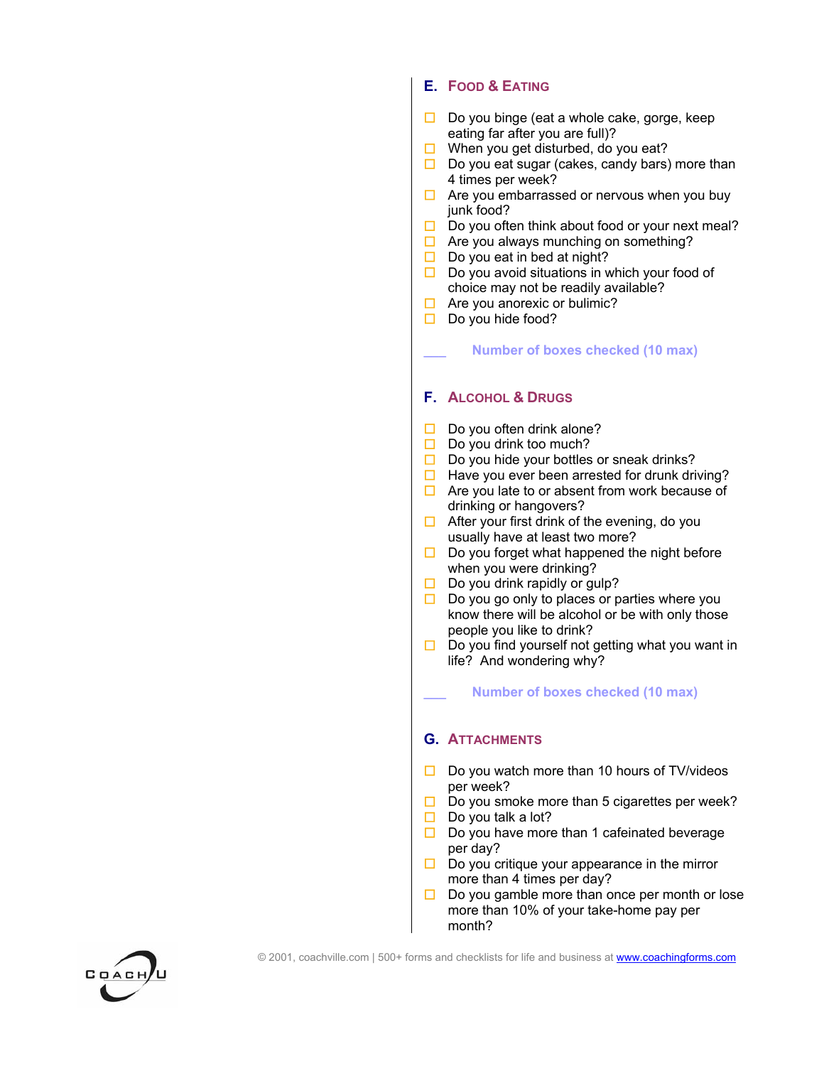## E. Food & Eating

- ☐ Do you binge (eat a whole cake, gorge, keep eating far after you are full)?
- ☐ When you get disturbed, do you eat?
- ☐ Do you eat sugar (cakes, candy bars) more than 4 times per week?
- ☐ Are you embarrassed or nervous when you buy junk food?
- ☐ Do you often think about food or your next meal?
- ☐ Are you always munching on something?
- ☐ Do you eat in bed at night?
- ☐ Do you avoid situations in which your food of choice may not be readily available?
- ☐ Are you anorexic or bulimic?
- ☐ Do you hide food?

___ **Number of boxes checked (10 max)**

## F. Alcohol & Drugs

- ☐ Do you often drink alone?
- ☐ Do you drink too much?
- ☐ Do you hide your bottles or sneak drinks?
- ☐ Have you ever been arrested for drunk driving?
- ☐ Are you late to or absent from work because of drinking or hangovers?
- ☐ After your first drink of the evening, do you usually have at least two more?
- ☐ Do you forget what happened the night before when you were drinking?
- ☐ Do you drink rapidly or gulp?
- ☐ Do you go only to places or parties where you know there will be alcohol or be with only those people you like to drink?
- ☐ Do you find yourself not getting what you want in life? And wondering why?

___ **Number of boxes checked (10 max)**

## G. Attachments

- ☐ Do you watch more than 10 hours of TV/videos per week?
- ☐ Do you smoke more than 5 cigarettes per week?
- ☐ Do you talk a lot?
- ☐ Do you have more than 1 cafeinated beverage per day?
- ☐ Do you critique your appearance in the mirror more than 4 times per day?
- ☐ Do you gamble more than once per month or lose more than 10% of your take-home pay per month?

© 2001, coachville.com | 500+ forms and checklists for life and business at www.coachingforms.com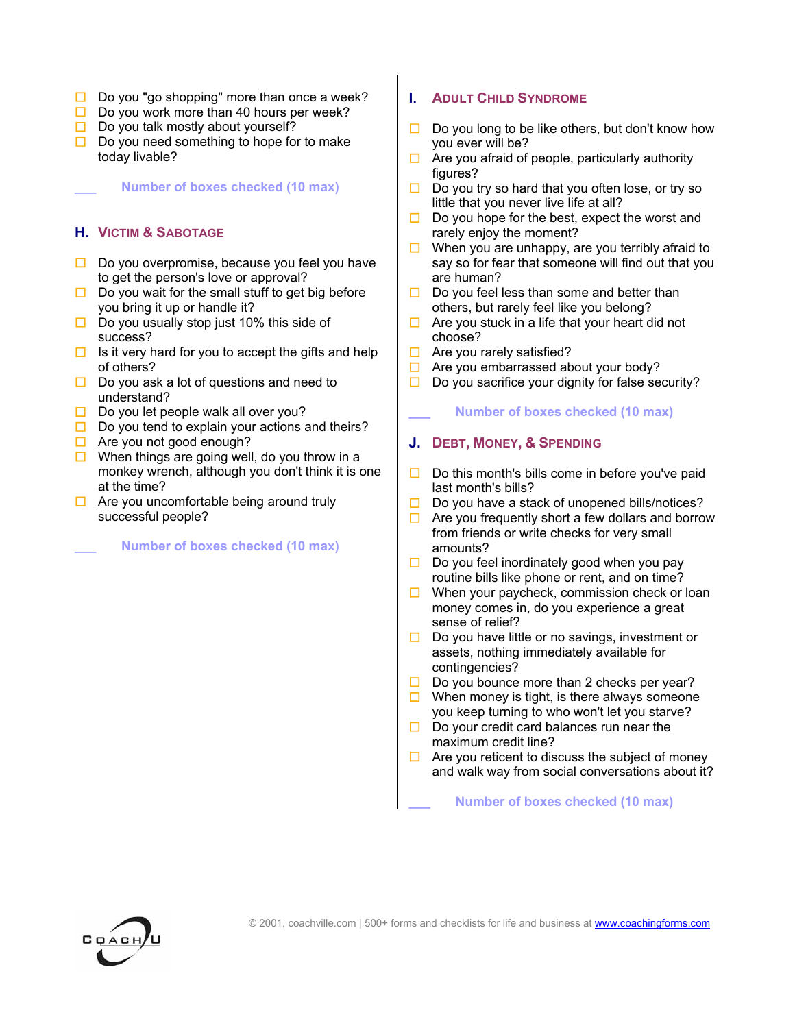- ☐ Do you "go shopping" more than once a week?
- ☐ Do you work more than 40 hours per week?
- ☐ Do you talk mostly about yourself?
- ☐ Do you need something to hope for to make today livable?

___ **Number of boxes checked (10 max)**

## H. Victim & Sabotage

- ☐ Do you overpromise, because you feel you have to get the person's love or approval?
- ☐ Do you wait for the small stuff to get big before you bring it up or handle it?
- ☐ Do you usually stop just 10% this side of success?
- ☐ Is it very hard for you to accept the gifts and help of others?
- ☐ Do you ask a lot of questions and need to understand?
- ☐ Do you let people walk all over you?
- ☐ Do you tend to explain your actions and theirs?
- ☐ Are you not good enough?
- ☐ When things are going well, do you throw in a monkey wrench, although you don't think it is one at the time?
- ☐ Are you uncomfortable being around truly successful people?

___ **Number of boxes checked (10 max)**

## I. Adult Child Syndrome

- ☐ Do you long to be like others, but don't know how you ever will be?
- ☐ Are you afraid of people, particularly authority figures?
- ☐ Do you try so hard that you often lose, or try so little that you never live life at all?
- ☐ Do you hope for the best, expect the worst and rarely enjoy the moment?
- ☐ When you are unhappy, are you terribly afraid to say so for fear that someone will find out that you are human?
- ☐ Do you feel less than some and better than others, but rarely feel like you belong?
- ☐ Are you stuck in a life that your heart did not choose?
- ☐ Are you rarely satisfied?
- ☐ Are you embarrassed about your body?
- ☐ Do you sacrifice your dignity for false security?

___ **Number of boxes checked (10 max)**

## J. Debt, Money, & Spending

- ☐ Do this month's bills come in before you've paid last month's bills?
- ☐ Do you have a stack of unopened bills/notices?
- ☐ Are you frequently short a few dollars and borrow from friends or write checks for very small amounts?
- ☐ Do you feel inordinately good when you pay routine bills like phone or rent, and on time?
- ☐ When your paycheck, commission check or loan money comes in, do you experience a great sense of relief?
- ☐ Do you have little or no savings, investment or assets, nothing immediately available for contingencies?
- ☐ Do you bounce more than 2 checks per year?
- ☐ When money is tight, is there always someone you keep turning to who won't let you starve?
- ☐ Do your credit card balances run near the maximum credit line?
- ☐ Are you reticent to discuss the subject of money and walk way from social conversations about it?

___ **Number of boxes checked (10 max)**

© 2001, coachville.com | 500+ forms and checklists for life and business at www.coachingforms.com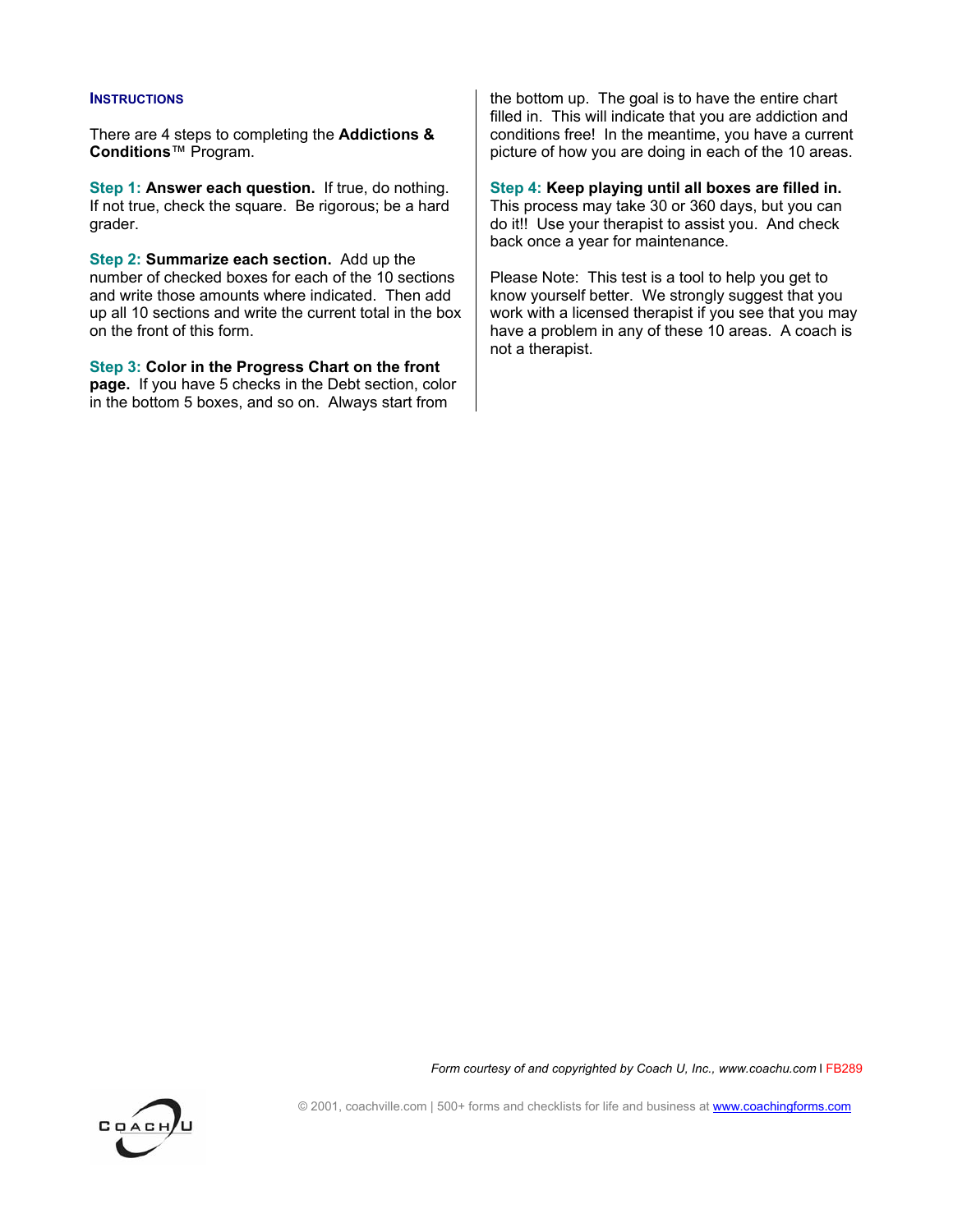## Instructions

There are 4 steps to completing the **Addictions & Conditions**™ Program.

**Step 1: Answer each question.** If true, do nothing. If not true, check the square. Be rigorous; be a hard grader.

**Step 2: Summarize each section.** Add up the number of checked boxes for each of the 10 sections and write those amounts where indicated. Then add up all 10 sections and write the current total in the box on the front of this form.

**Step 3: Color in the Progress Chart on the front page.** If you have 5 checks in the Debt section, color in the bottom 5 boxes, and so on. Always start from the bottom up. The goal is to have the entire chart filled in. This will indicate that you are addiction and conditions free! In the meantime, you have a current picture of how you are doing in each of the 10 areas.

**Step 4: Keep playing until all boxes are filled in.** This process may take 30 or 360 days, but you can do it!! Use your therapist to assist you. And check back once a year for maintenance.

Please Note: This test is a tool to help you get to know yourself better. We strongly suggest that you work with a licensed therapist if you see that you may have a problem in any of these 10 areas. A coach is not a therapist.

*Form courtesy of and copyrighted by Coach U, Inc., www.coachu.com* I FB289

© 2001, coachville.com | 500+ forms and checklists for life and business at www.coachingforms.com